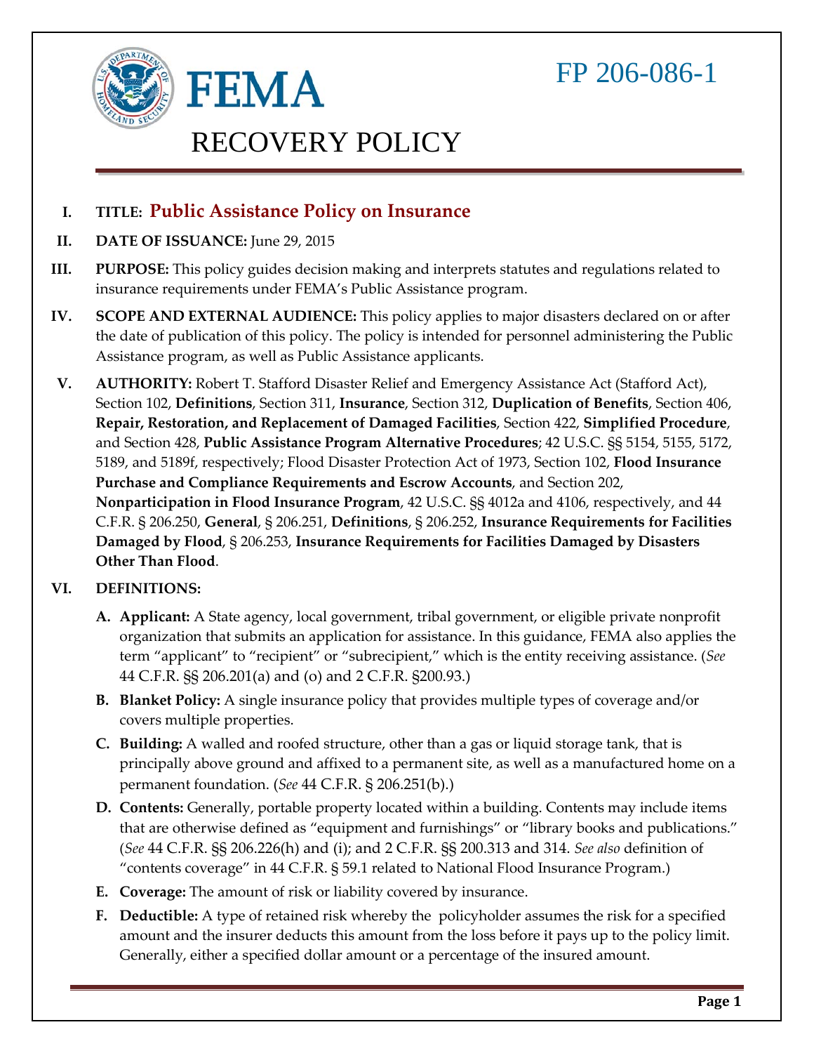FP 206-086-1

# FEMA

# RECOVERY POLICY

**I. TITLE: Public Assistance Policy on Insurance**

**II. DATE OF ISSUANCE:** June 29, 2015

**III. PURPOSE:** This policy guides decision making and interprets statutes and regulations related to insurance requirements under FEMA's Public Assistance program.

**IV. SCOPE AND EXTERNAL AUDIENCE:** This policy applies to major disasters declared on or after the date of publication of this policy. The policy is intended for personnel administering the Public Assistance program, as well as Public Assistance applicants.

**V. AUTHORITY:** Robert T. Stafford Disaster Relief and Emergency Assistance Act (Stafford Act), Section 102, **Definitions**, Section 311, **Insurance**, Section 312, **Duplication of Benefits**, Section 406, **Repair, Restoration, and Replacement of Damaged Facilities**, Section 422, **Simplified Procedure**, and Section 428, **Public Assistance Program Alternative Procedures**; 42 U.S.C. §§ 5154, 5155, 5172, 5189, and 5189f, respectively; Flood Disaster Protection Act of 1973, Section 102, **Flood Insurance Purchase and Compliance Requirements and Escrow Accounts**, and Section 202, **Nonparticipation in Flood Insurance Program**, 42 U.S.C. §§ 4012a and 4106, respectively, and 44 C.F.R. § 206.250, **General**, § 206.251, **Definitions**, § 206.252, **Insurance Requirements for Facilities Damaged by Flood**, § 206.253, **Insurance Requirements for Facilities Damaged by Disasters Other Than Flood**.

**VI. DEFINITIONS:**

A. **Applicant:** A State agency, local government, tribal government, or eligible private nonprofit organization that submits an application for assistance. In this guidance, FEMA also applies the term "applicant" to "recipient" or "subrecipient," which is the entity receiving assistance. (*See* 44 C.F.R. §§ 206.201(a) and (o) and 2 C.F.R. §200.93.)

B. **Blanket Policy:** A single insurance policy that provides multiple types of coverage and/or covers multiple properties.

C. **Building:** A walled and roofed structure, other than a gas or liquid storage tank, that is principally above ground and affixed to a permanent site, as well as a manufactured home on a permanent foundation. (*See* 44 C.F.R. § 206.251(b).)

D. **Contents:** Generally, portable property located within a building. Contents may include items that are otherwise defined as "equipment and furnishings" or "library books and publications." (*See* 44 C.F.R. §§ 206.226(h) and (i); and 2 C.F.R. §§ 200.313 and 314. *See also* definition of "contents coverage" in 44 C.F.R. § 59.1 related to National Flood Insurance Program.)

E. **Coverage:** The amount of risk or liability covered by insurance.

F. **Deductible:** A type of retained risk whereby the policyholder assumes the risk for a specified amount and the insurer deducts this amount from the loss before it pays up to the policy limit. Generally, either a specified dollar amount or a percentage of the insured amount.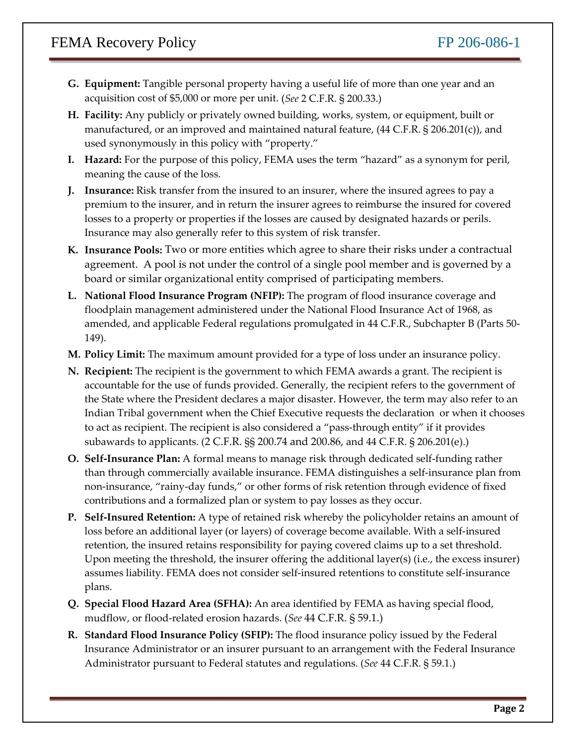G. **Equipment:** Tangible personal property having a useful life of more than one year and an acquisition cost of $5,000 or more per unit. (*See* 2 C.F.R. § 200.33.)

H. **Facility:** Any publicly or privately owned building, works, system, or equipment, built or manufactured, or an improved and maintained natural feature, (44 C.F.R. § 206.201(c)), and used synonymously in this policy with "property."

I. **Hazard:** For the purpose of this policy, FEMA uses the term "hazard" as a synonym for peril, meaning the cause of the loss.

J. **Insurance:** Risk transfer from the insured to an insurer, where the insured agrees to pay a premium to the insurer, and in return the insurer agrees to reimburse the insured for covered losses to a property or properties if the losses are caused by designated hazards or perils. Insurance may also generally refer to this system of risk transfer.

K. **Insurance Pools:** Two or more entities which agree to share their risks under a contractual agreement. A pool is not under the control of a single pool member and is governed by a board or similar organizational entity comprised of participating members.

L. **National Flood Insurance Program (NFIP):** The program of flood insurance coverage and floodplain management administered under the National Flood Insurance Act of 1968, as amended, and applicable Federal regulations promulgated in 44 C.F.R., Subchapter B (Parts 50-149).

M. **Policy Limit:** The maximum amount provided for a type of loss under an insurance policy.

N. **Recipient:** The recipient is the government to which FEMA awards a grant. The recipient is accountable for the use of funds provided. Generally, the recipient refers to the government of the State where the President declares a major disaster. However, the term may also refer to an Indian Tribal government when the Chief Executive requests the declaration or when it chooses to act as recipient. The recipient is also considered a "pass-through entity" if it provides subawards to applicants. (2 C.F.R. §§ 200.74 and 200.86, and 44 C.F.R. § 206.201(e).)

O. **Self-Insurance Plan:** A formal means to manage risk through dedicated self-funding rather than through commercially available insurance. FEMA distinguishes a self-insurance plan from non-insurance, "rainy-day funds," or other forms of risk retention through evidence of fixed contributions and a formalized plan or system to pay losses as they occur.

P. **Self-Insured Retention:** A type of retained risk whereby the policyholder retains an amount of loss before an additional layer (or layers) of coverage become available. With a self-insured retention, the insured retains responsibility for paying covered claims up to a set threshold. Upon meeting the threshold, the insurer offering the additional layer(s) (i.e., the excess insurer) assumes liability. FEMA does not consider self-insured retentions to constitute self-insurance plans.

Q. **Special Flood Hazard Area (SFHA):** An area identified by FEMA as having special flood, mudflow, or flood-related erosion hazards. (*See* 44 C.F.R. § 59.1.)

R. **Standard Flood Insurance Policy (SFIP):** The flood insurance policy issued by the Federal Insurance Administrator or an insurer pursuant to an arrangement with the Federal Insurance Administrator pursuant to Federal statutes and regulations. (*See* 44 C.F.R. § 59.1.)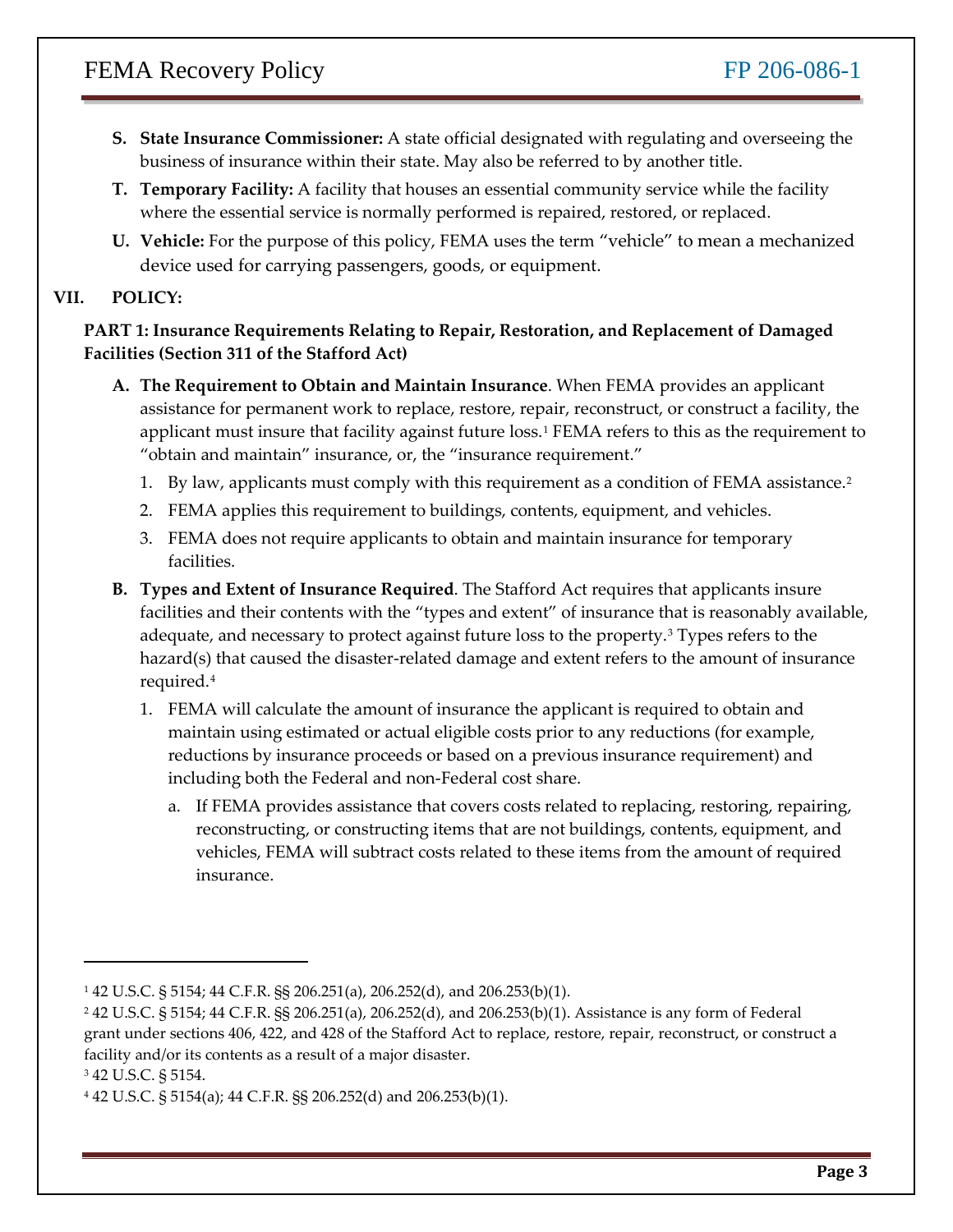**S. State Insurance Commissioner:** A state official designated with regulating and overseeing the business of insurance within their state. May also be referred to by another title.

**T. Temporary Facility:** A facility that houses an essential community service while the facility where the essential service is normally performed is repaired, restored, or replaced.

**U. Vehicle:** For the purpose of this policy, FEMA uses the term "vehicle" to mean a mechanized device used for carrying passengers, goods, or equipment.

## VII. POLICY:

### PART 1: Insurance Requirements Relating to Repair, Restoration, and Replacement of Damaged Facilities (Section 311 of the Stafford Act)

**A. The Requirement to Obtain and Maintain Insurance**. When FEMA provides an applicant assistance for permanent work to replace, restore, repair, reconstruct, or construct a facility, the applicant must insure that facility against future loss.[1] FEMA refers to this as the requirement to "obtain and maintain" insurance, or, the "insurance requirement."

1. By law, applicants must comply with this requirement as a condition of FEMA assistance.[2]
2. FEMA applies this requirement to buildings, contents, equipment, and vehicles.
3. FEMA does not require applicants to obtain and maintain insurance for temporary facilities.

**B. Types and Extent of Insurance Required**. The Stafford Act requires that applicants insure facilities and their contents with the "types and extent" of insurance that is reasonably available, adequate, and necessary to protect against future loss to the property.[3] Types refers to the hazard(s) that caused the disaster-related damage and extent refers to the amount of insurance required.[4]

1. FEMA will calculate the amount of insurance the applicant is required to obtain and maintain using estimated or actual eligible costs prior to any reductions (for example, reductions by insurance proceeds or based on a previous insurance requirement) and including both the Federal and non-Federal cost share.
   a. If FEMA provides assistance that covers costs related to replacing, restoring, repairing, reconstructing, or constructing items that are not buildings, contents, equipment, and vehicles, FEMA will subtract costs related to these items from the amount of required insurance.

---

[1] 42 U.S.C. § 5154; 44 C.F.R. §§ 206.251(a), 206.252(d), and 206.253(b)(1).

[2] 42 U.S.C. § 5154; 44 C.F.R. §§ 206.251(a), 206.252(d), and 206.253(b)(1). Assistance is any form of Federal grant under sections 406, 422, and 428 of the Stafford Act to replace, restore, repair, reconstruct, or construct a facility and/or its contents as a result of a major disaster.

[3] 42 U.S.C. § 5154.

[4] 42 U.S.C. § 5154(a); 44 C.F.R. §§ 206.252(d) and 206.253(b)(1).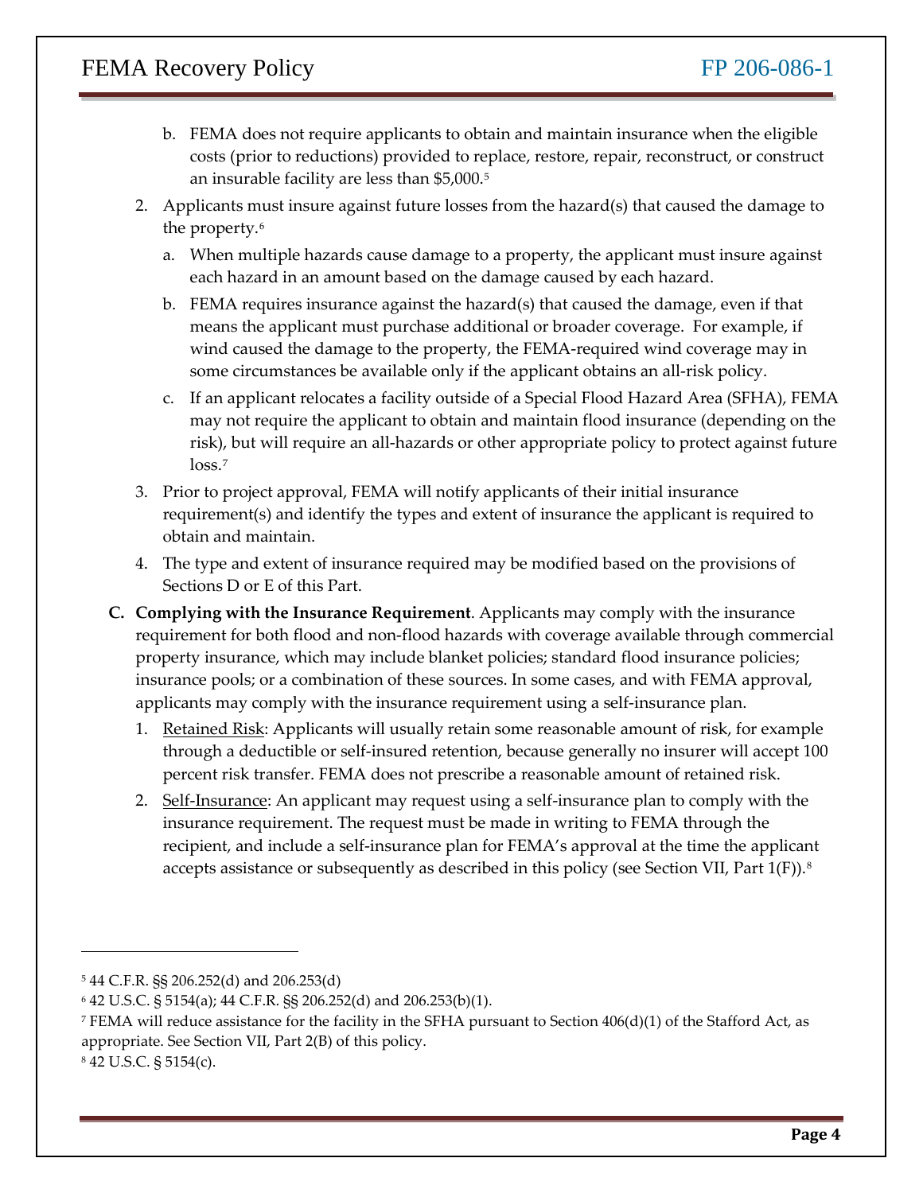b. FEMA does not require applicants to obtain and maintain insurance when the eligible costs (prior to reductions) provided to replace, restore, repair, reconstruct, or construct an insurable facility are less than $5,000.[5]

2. Applicants must insure against future losses from the hazard(s) that caused the damage to the property.[6]
   a. When multiple hazards cause damage to a property, the applicant must insure against each hazard in an amount based on the damage caused by each hazard.
   b. FEMA requires insurance against the hazard(s) that caused the damage, even if that means the applicant must purchase additional or broader coverage. For example, if wind caused the damage to the property, the FEMA-required wind coverage may in some circumstances be available only if the applicant obtains an all-risk policy.
   c. If an applicant relocates a facility outside of a Special Flood Hazard Area (SFHA), FEMA may not require the applicant to obtain and maintain flood insurance (depending on the risk), but will require an all-hazards or other appropriate policy to protect against future loss.[7]
3. Prior to project approval, FEMA will notify applicants of their initial insurance requirement(s) and identify the types and extent of insurance the applicant is required to obtain and maintain.
4. The type and extent of insurance required may be modified based on the provisions of Sections D or E of this Part.

**C. Complying with the Insurance Requirement**. Applicants may comply with the insurance requirement for both flood and non-flood hazards with coverage available through commercial property insurance, which may include blanket policies; standard flood insurance policies; insurance pools; or a combination of these sources. In some cases, and with FEMA approval, applicants may comply with the insurance requirement using a self-insurance plan.

1. Retained Risk: Applicants will usually retain some reasonable amount of risk, for example through a deductible or self-insured retention, because generally no insurer will accept 100 percent risk transfer. FEMA does not prescribe a reasonable amount of retained risk.
2. Self-Insurance: An applicant may request using a self-insurance plan to comply with the insurance requirement. The request must be made in writing to FEMA through the recipient, and include a self-insurance plan for FEMA's approval at the time the applicant accepts assistance or subsequently as described in this policy (see Section VII, Part 1(F)).[8]

---

[5] 44 C.F.R. §§ 206.252(d) and 206.253(d)

[6] 42 U.S.C. § 5154(a); 44 C.F.R. §§ 206.252(d) and 206.253(b)(1).

[7] FEMA will reduce assistance for the facility in the SFHA pursuant to Section 406(d)(1) of the Stafford Act, as appropriate. See Section VII, Part 2(B) of this policy.

[8] 42 U.S.C. § 5154(c).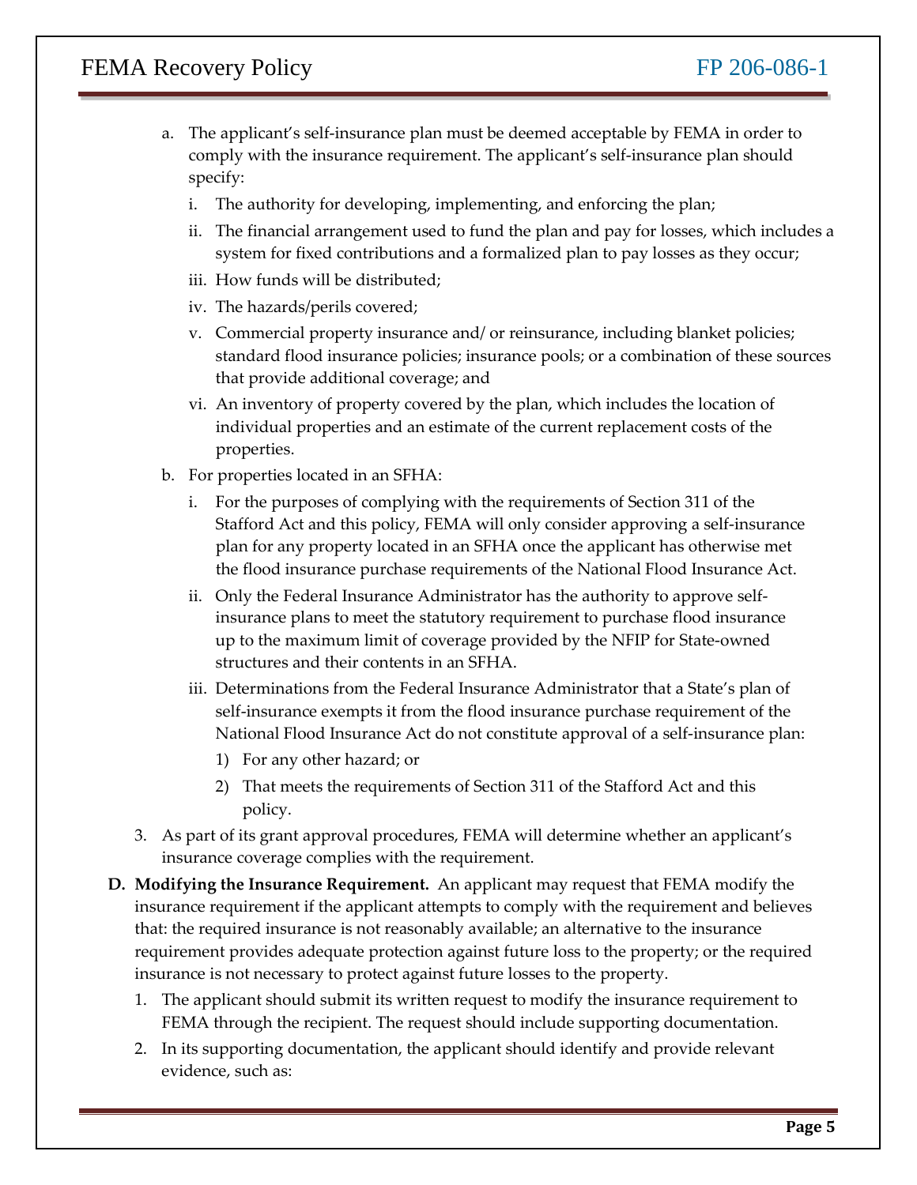a. The applicant's self-insurance plan must be deemed acceptable by FEMA in order to comply with the insurance requirement. The applicant's self-insurance plan should specify:

   i. The authority for developing, implementing, and enforcing the plan;

   ii. The financial arrangement used to fund the plan and pay for losses, which includes a system for fixed contributions and a formalized plan to pay losses as they occur;

   iii. How funds will be distributed;

   iv. The hazards/perils covered;

   v. Commercial property insurance and/ or reinsurance, including blanket policies; standard flood insurance policies; insurance pools; or a combination of these sources that provide additional coverage; and

   vi. An inventory of property covered by the plan, which includes the location of individual properties and an estimate of the current replacement costs of the properties.

b. For properties located in an SFHA:

   i. For the purposes of complying with the requirements of Section 311 of the Stafford Act and this policy, FEMA will only consider approving a self-insurance plan for any property located in an SFHA once the applicant has otherwise met the flood insurance purchase requirements of the National Flood Insurance Act.

   ii. Only the Federal Insurance Administrator has the authority to approve self-insurance plans to meet the statutory requirement to purchase flood insurance up to the maximum limit of coverage provided by the NFIP for State-owned structures and their contents in an SFHA.

   iii. Determinations from the Federal Insurance Administrator that a State's plan of self-insurance exempts it from the flood insurance purchase requirement of the National Flood Insurance Act do not constitute approval of a self-insurance plan:

      1) For any other hazard; or

      2) That meets the requirements of Section 311 of the Stafford Act and this policy.

3. As part of its grant approval procedures, FEMA will determine whether an applicant's insurance coverage complies with the requirement.

**D. Modifying the Insurance Requirement.** An applicant may request that FEMA modify the insurance requirement if the applicant attempts to comply with the requirement and believes that: the required insurance is not reasonably available; an alternative to the insurance requirement provides adequate protection against future loss to the property; or the required insurance is not necessary to protect against future losses to the property.

1. The applicant should submit its written request to modify the insurance requirement to FEMA through the recipient. The request should include supporting documentation.

2. In its supporting documentation, the applicant should identify and provide relevant evidence, such as: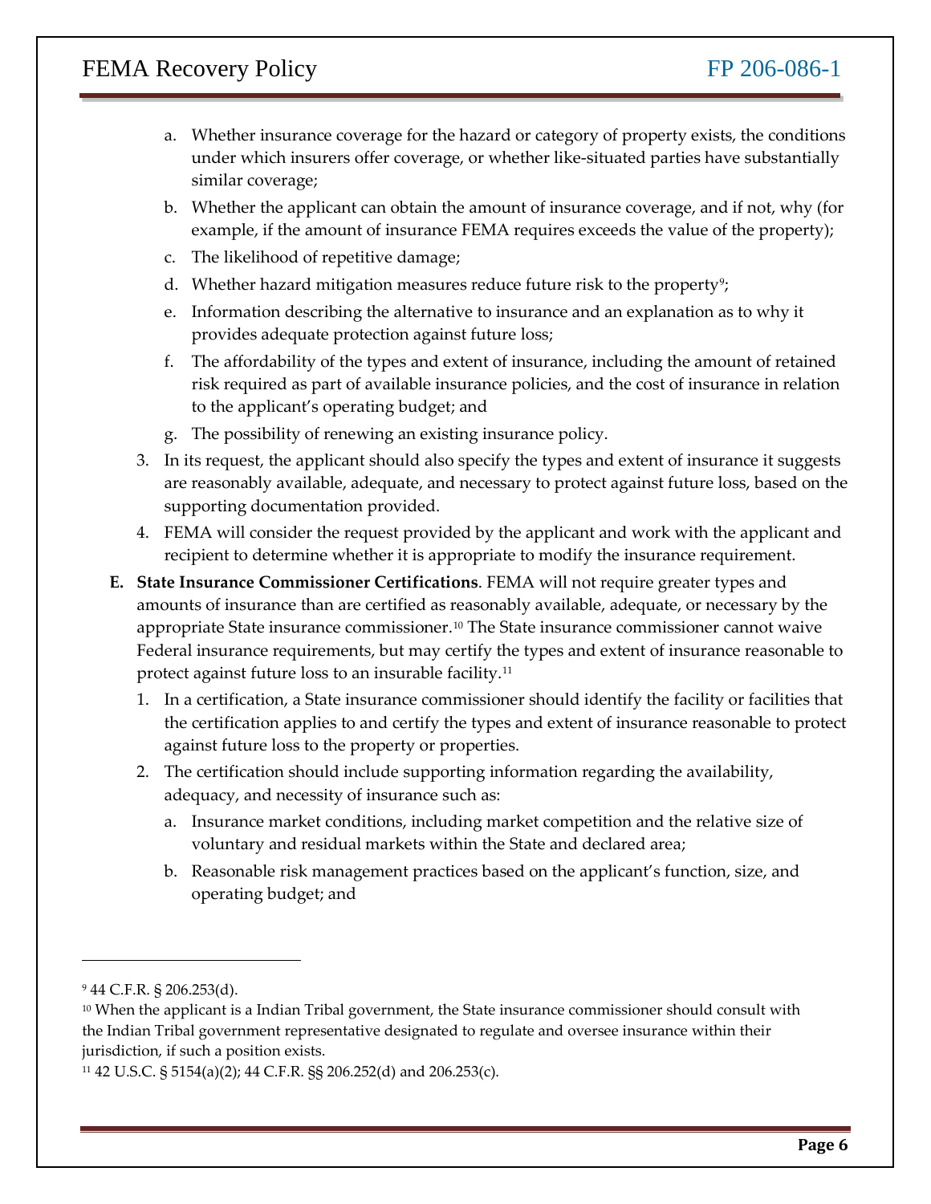a. Whether insurance coverage for the hazard or category of property exists, the conditions under which insurers offer coverage, or whether like-situated parties have substantially similar coverage;
b. Whether the applicant can obtain the amount of insurance coverage, and if not, why (for example, if the amount of insurance FEMA requires exceeds the value of the property);
c. The likelihood of repetitive damage;
d. Whether hazard mitigation measures reduce future risk to the property[9];
e. Information describing the alternative to insurance and an explanation as to why it provides adequate protection against future loss;
f. The affordability of the types and extent of insurance, including the amount of retained risk required as part of available insurance policies, and the cost of insurance in relation to the applicant's operating budget; and
g. The possibility of renewing an existing insurance policy.

3. In its request, the applicant should also specify the types and extent of insurance it suggests are reasonably available, adequate, and necessary to protect against future loss, based on the supporting documentation provided.
4. FEMA will consider the request provided by the applicant and work with the applicant and recipient to determine whether it is appropriate to modify the insurance requirement.

**E. State Insurance Commissioner Certifications**. FEMA will not require greater types and amounts of insurance than are certified as reasonably available, adequate, or necessary by the appropriate State insurance commissioner.[10] The State insurance commissioner cannot waive Federal insurance requirements, but may certify the types and extent of insurance reasonable to protect against future loss to an insurable facility.[11]

1. In a certification, a State insurance commissioner should identify the facility or facilities that the certification applies to and certify the types and extent of insurance reasonable to protect against future loss to the property or properties.
2. The certification should include supporting information regarding the availability, adequacy, and necessity of insurance such as:
   a. Insurance market conditions, including market competition and the relative size of voluntary and residual markets within the State and declared area;
   b. Reasonable risk management practices based on the applicant's function, size, and operating budget; and

---

[9] 44 C.F.R. § 206.253(d).

[10] When the applicant is a Indian Tribal government, the State insurance commissioner should consult with the Indian Tribal government representative designated to regulate and oversee insurance within their jurisdiction, if such a position exists.

[11] 42 U.S.C. § 5154(a)(2); 44 C.F.R. §§ 206.252(d) and 206.253(c).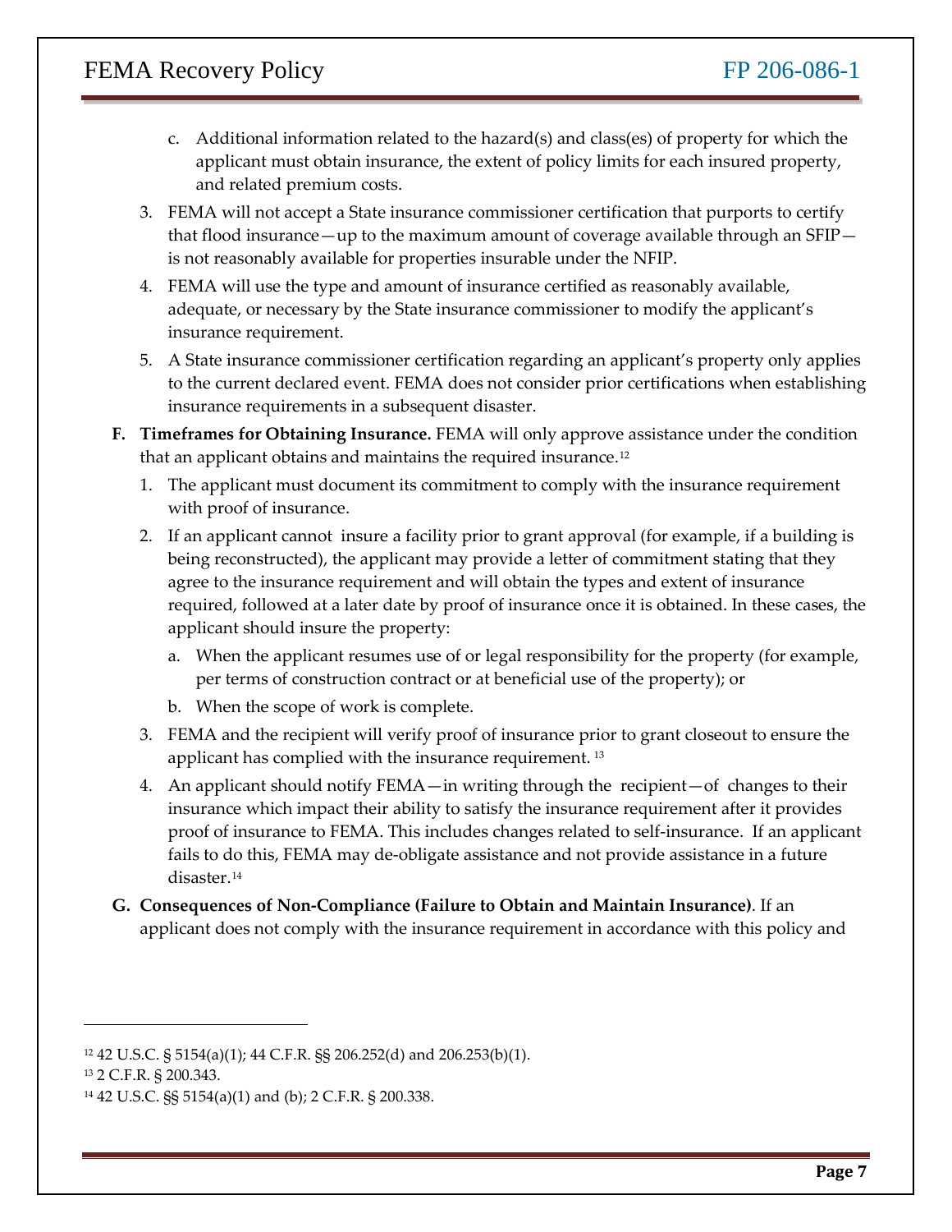c. Additional information related to the hazard(s) and class(es) of property for which the applicant must obtain insurance, the extent of policy limits for each insured property, and related premium costs.

3. FEMA will not accept a State insurance commissioner certification that purports to certify that flood insurance—up to the maximum amount of coverage available through an SFIP—is not reasonably available for properties insurable under the NFIP.

4. FEMA will use the type and amount of insurance certified as reasonably available, adequate, or necessary by the State insurance commissioner to modify the applicant's insurance requirement.

5. A State insurance commissioner certification regarding an applicant's property only applies to the current declared event. FEMA does not consider prior certifications when establishing insurance requirements in a subsequent disaster.

**F. Timeframes for Obtaining Insurance.** FEMA will only approve assistance under the condition that an applicant obtains and maintains the required insurance.[12]

1. The applicant must document its commitment to comply with the insurance requirement with proof of insurance.

2. If an applicant cannot insure a facility prior to grant approval (for example, if a building is being reconstructed), the applicant may provide a letter of commitment stating that they agree to the insurance requirement and will obtain the types and extent of insurance required, followed at a later date by proof of insurance once it is obtained. In these cases, the applicant should insure the property:

   a. When the applicant resumes use of or legal responsibility for the property (for example, per terms of construction contract or at beneficial use of the property); or

   b. When the scope of work is complete.

3. FEMA and the recipient will verify proof of insurance prior to grant closeout to ensure the applicant has complied with the insurance requirement. [13]

4. An applicant should notify FEMA—in writing through the recipient—of changes to their insurance which impact their ability to satisfy the insurance requirement after it provides proof of insurance to FEMA. This includes changes related to self-insurance. If an applicant fails to do this, FEMA may de-obligate assistance and not provide assistance in a future disaster.[14]

**G. Consequences of Non-Compliance (Failure to Obtain and Maintain Insurance)**. If an applicant does not comply with the insurance requirement in accordance with this policy and

---

[12] 42 U.S.C. § 5154(a)(1); 44 C.F.R. §§ 206.252(d) and 206.253(b)(1).

[13] 2 C.F.R. § 200.343.

[14] 42 U.S.C. §§ 5154(a)(1) and (b); 2 C.F.R. § 200.338.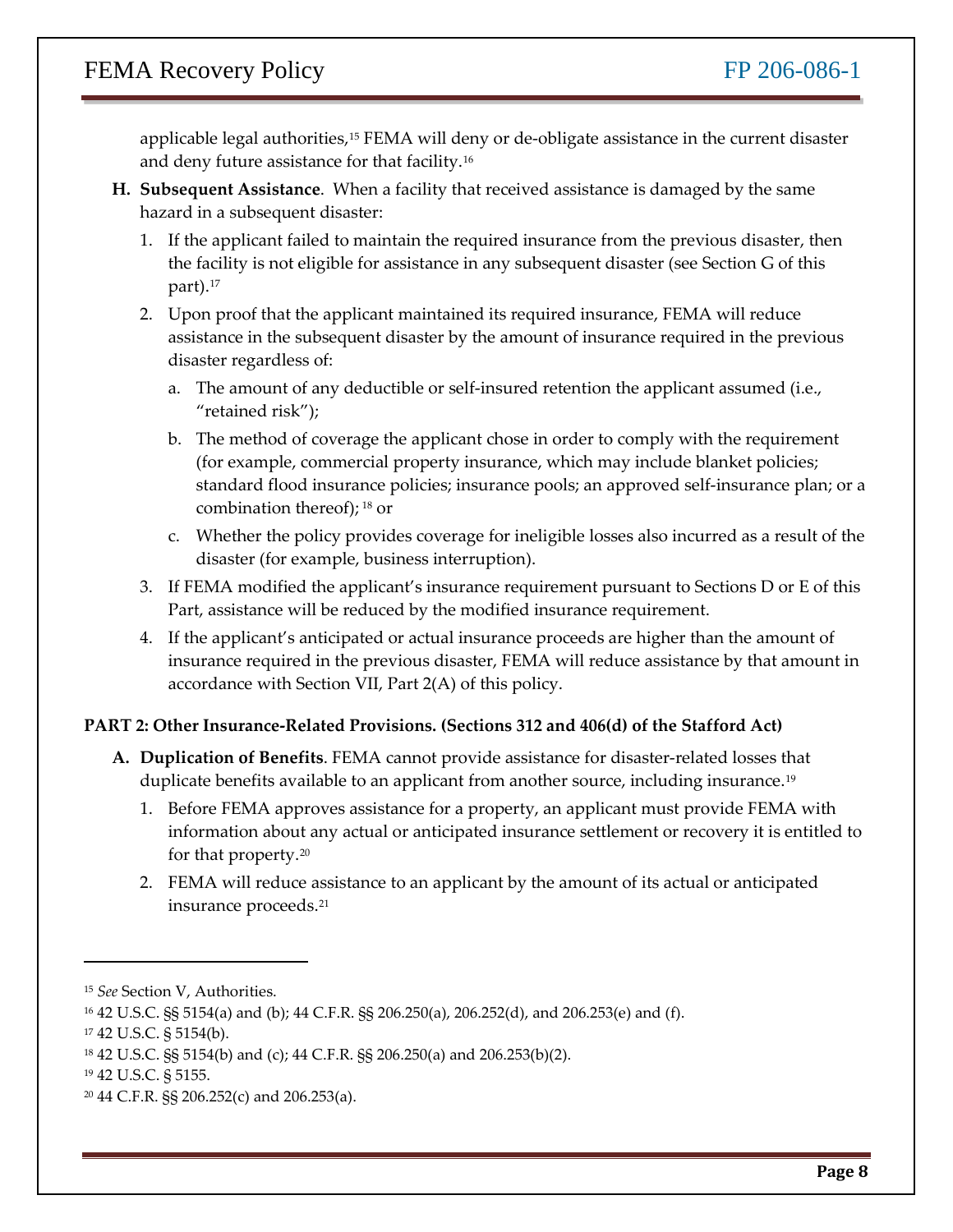applicable legal authorities,[15] FEMA will deny or de-obligate assistance in the current disaster and deny future assistance for that facility.[16]

**H. Subsequent Assistance**. When a facility that received assistance is damaged by the same hazard in a subsequent disaster:

1. If the applicant failed to maintain the required insurance from the previous disaster, then the facility is not eligible for assistance in any subsequent disaster (see Section G of this part).[17]
2. Upon proof that the applicant maintained its required insurance, FEMA will reduce assistance in the subsequent disaster by the amount of insurance required in the previous disaster regardless of:
   a. The amount of any deductible or self-insured retention the applicant assumed (i.e., "retained risk");
   b. The method of coverage the applicant chose in order to comply with the requirement (for example, commercial property insurance, which may include blanket policies; standard flood insurance policies; insurance pools; an approved self-insurance plan; or a combination thereof); [18] or
   c. Whether the policy provides coverage for ineligible losses also incurred as a result of the disaster (for example, business interruption).
3. If FEMA modified the applicant's insurance requirement pursuant to Sections D or E of this Part, assistance will be reduced by the modified insurance requirement.
4. If the applicant's anticipated or actual insurance proceeds are higher than the amount of insurance required in the previous disaster, FEMA will reduce assistance by that amount in accordance with Section VII, Part 2(A) of this policy.

**PART 2: Other Insurance-Related Provisions. (Sections 312 and 406(d) of the Stafford Act)**

**A. Duplication of Benefits**. FEMA cannot provide assistance for disaster-related losses that duplicate benefits available to an applicant from another source, including insurance.[19]

1. Before FEMA approves assistance for a property, an applicant must provide FEMA with information about any actual or anticipated insurance settlement or recovery it is entitled to for that property.[20]
2. FEMA will reduce assistance to an applicant by the amount of its actual or anticipated insurance proceeds.[21]

---

[15] *See* Section V, Authorities.

[16] 42 U.S.C. §§ 5154(a) and (b); 44 C.F.R. §§ 206.250(a), 206.252(d), and 206.253(e) and (f).

[17] 42 U.S.C. § 5154(b).

[18] 42 U.S.C. §§ 5154(b) and (c); 44 C.F.R. §§ 206.250(a) and 206.253(b)(2).

[19] 42 U.S.C. § 5155.

[20] 44 C.F.R. §§ 206.252(c) and 206.253(a).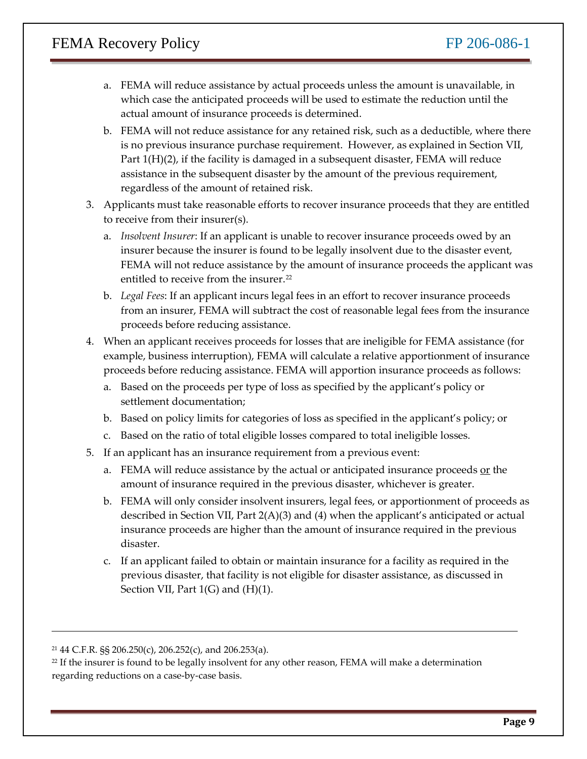a. FEMA will reduce assistance by actual proceeds unless the amount is unavailable, in which case the anticipated proceeds will be used to estimate the reduction until the actual amount of insurance proceeds is determined.

b. FEMA will not reduce assistance for any retained risk, such as a deductible, where there is no previous insurance purchase requirement. However, as explained in Section VII, Part 1(H)(2), if the facility is damaged in a subsequent disaster, FEMA will reduce assistance in the subsequent disaster by the amount of the previous requirement, regardless of the amount of retained risk.

3. Applicants must take reasonable efforts to recover insurance proceeds that they are entitled to receive from their insurer(s).

   a. *Insolvent Insurer*: If an applicant is unable to recover insurance proceeds owed by an insurer because the insurer is found to be legally insolvent due to the disaster event, FEMA will not reduce assistance by the amount of insurance proceeds the applicant was entitled to receive from the insurer.[22]

   b. *Legal Fees*: If an applicant incurs legal fees in an effort to recover insurance proceeds from an insurer, FEMA will subtract the cost of reasonable legal fees from the insurance proceeds before reducing assistance.

4. When an applicant receives proceeds for losses that are ineligible for FEMA assistance (for example, business interruption), FEMA will calculate a relative apportionment of insurance proceeds before reducing assistance. FEMA will apportion insurance proceeds as follows:

   a. Based on the proceeds per type of loss as specified by the applicant's policy or settlement documentation;

   b. Based on policy limits for categories of loss as specified in the applicant's policy; or

   c. Based on the ratio of total eligible losses compared to total ineligible losses.

5. If an applicant has an insurance requirement from a previous event:

   a. FEMA will reduce assistance by the actual or anticipated insurance proceeds <u>or</u> the amount of insurance required in the previous disaster, whichever is greater.

   b. FEMA will only consider insolvent insurers, legal fees, or apportionment of proceeds as described in Section VII, Part 2(A)(3) and (4) when the applicant's anticipated or actual insurance proceeds are higher than the amount of insurance required in the previous disaster.

   c. If an applicant failed to obtain or maintain insurance for a facility as required in the previous disaster, that facility is not eligible for disaster assistance, as discussed in Section VII, Part 1(G) and (H)(1).

---

[21] 44 C.F.R. §§ 206.250(c), 206.252(c), and 206.253(a).

[22] If the insurer is found to be legally insolvent for any other reason, FEMA will make a determination regarding reductions on a case-by-case basis.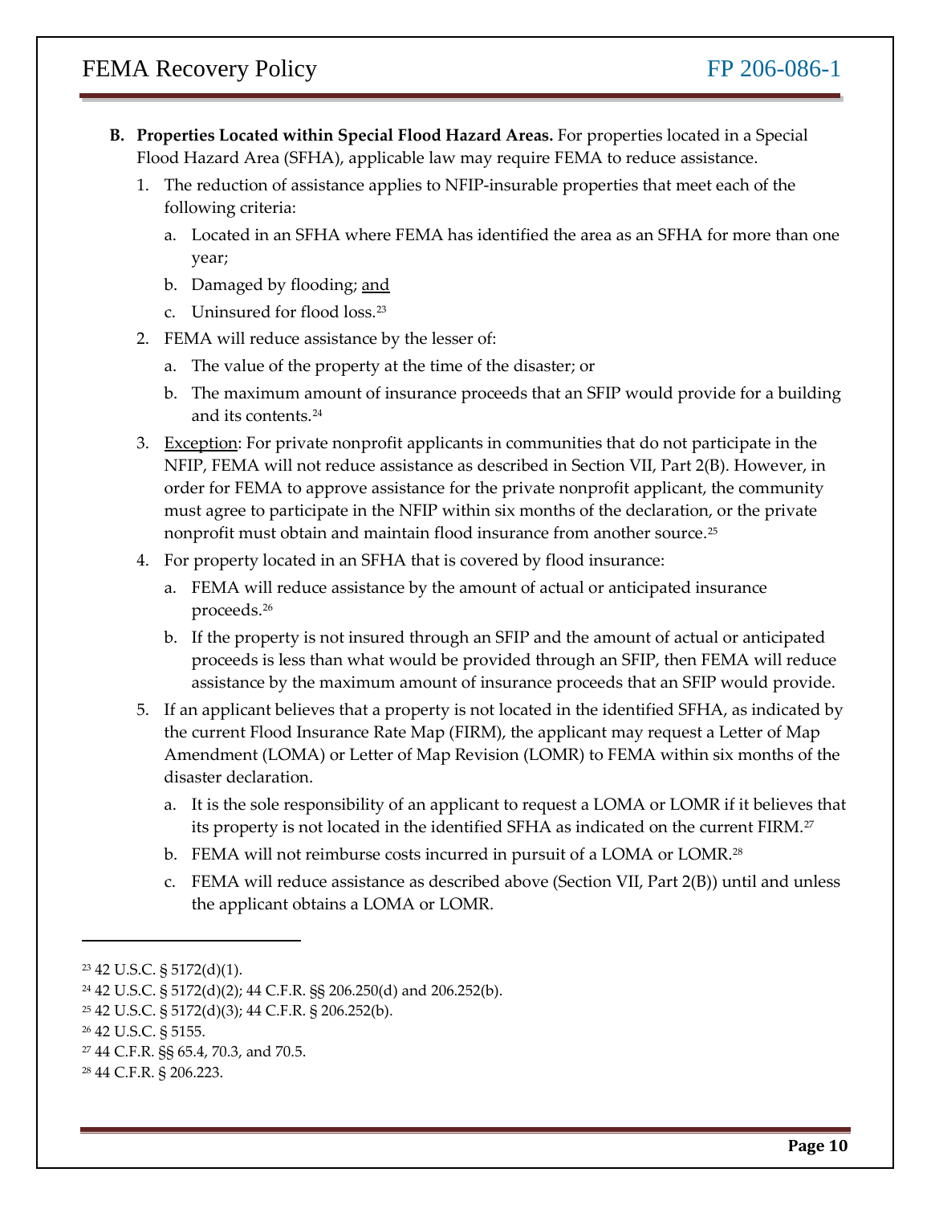**B. Properties Located within Special Flood Hazard Areas.** For properties located in a Special Flood Hazard Area (SFHA), applicable law may require FEMA to reduce assistance.

1. The reduction of assistance applies to NFIP-insurable properties that meet each of the following criteria:
   a. Located in an SFHA where FEMA has identified the area as an SFHA for more than one year;
   b. Damaged by flooding; <u>and</u>
   c. Uninsured for flood loss.[23]
2. FEMA will reduce assistance by the lesser of:
   a. The value of the property at the time of the disaster; or
   b. The maximum amount of insurance proceeds that an SFIP would provide for a building and its contents.[24]
3. <u>Exception</u>: For private nonprofit applicants in communities that do not participate in the NFIP, FEMA will not reduce assistance as described in Section VII, Part 2(B). However, in order for FEMA to approve assistance for the private nonprofit applicant, the community must agree to participate in the NFIP within six months of the declaration, or the private nonprofit must obtain and maintain flood insurance from another source.[25]
4. For property located in an SFHA that is covered by flood insurance:
   a. FEMA will reduce assistance by the amount of actual or anticipated insurance proceeds.[26]
   b. If the property is not insured through an SFIP and the amount of actual or anticipated proceeds is less than what would be provided through an SFIP, then FEMA will reduce assistance by the maximum amount of insurance proceeds that an SFIP would provide.
5. If an applicant believes that a property is not located in the identified SFHA, as indicated by the current Flood Insurance Rate Map (FIRM), the applicant may request a Letter of Map Amendment (LOMA) or Letter of Map Revision (LOMR) to FEMA within six months of the disaster declaration.
   a. It is the sole responsibility of an applicant to request a LOMA or LOMR if it believes that its property is not located in the identified SFHA as indicated on the current FIRM.[27]
   b. FEMA will not reimburse costs incurred in pursuit of a LOMA or LOMR.[28]
   c. FEMA will reduce assistance as described above (Section VII, Part 2(B)) until and unless the applicant obtains a LOMA or LOMR.

---

[23] 42 U.S.C. § 5172(d)(1).

[24] 42 U.S.C. § 5172(d)(2); 44 C.F.R. §§ 206.250(d) and 206.252(b).

[25] 42 U.S.C. § 5172(d)(3); 44 C.F.R. § 206.252(b).

[26] 42 U.S.C. § 5155.

[27] 44 C.F.R. §§ 65.4, 70.3, and 70.5.

[28] 44 C.F.R. § 206.223.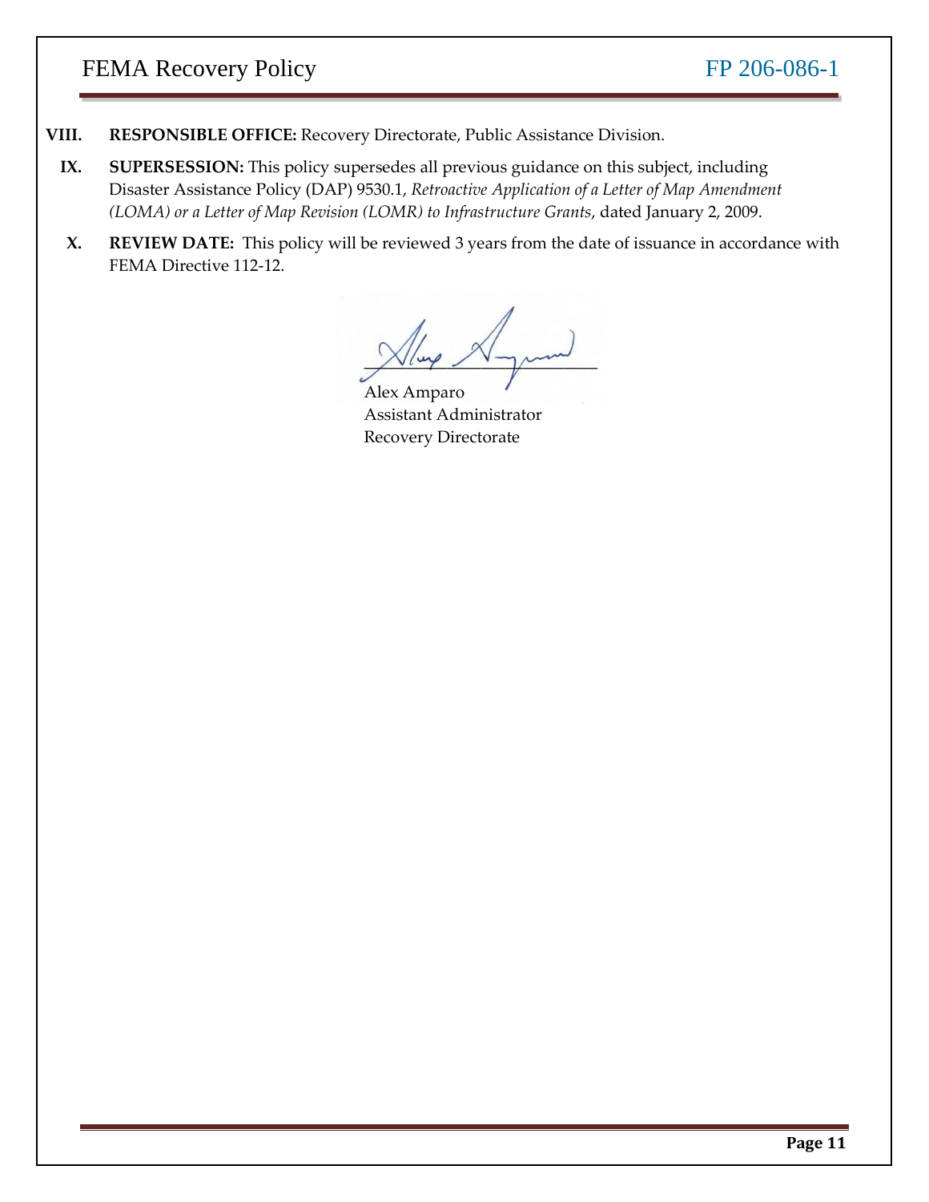**VIII. RESPONSIBLE OFFICE:** Recovery Directorate, Public Assistance Division.

**IX. SUPERSESSION:** This policy supersedes all previous guidance on this subject, including Disaster Assistance Policy (DAP) 9530.1, *Retroactive Application of a Letter of Map Amendment (LOMA) or a Letter of Map Revision (LOMR) to Infrastructure Grants*, dated January 2, 2009.

**X. REVIEW DATE:** This policy will be reviewed 3 years from the date of issuance in accordance with FEMA Directive 112-12.

Alex Amparo
Assistant Administrator
Recovery Directorate